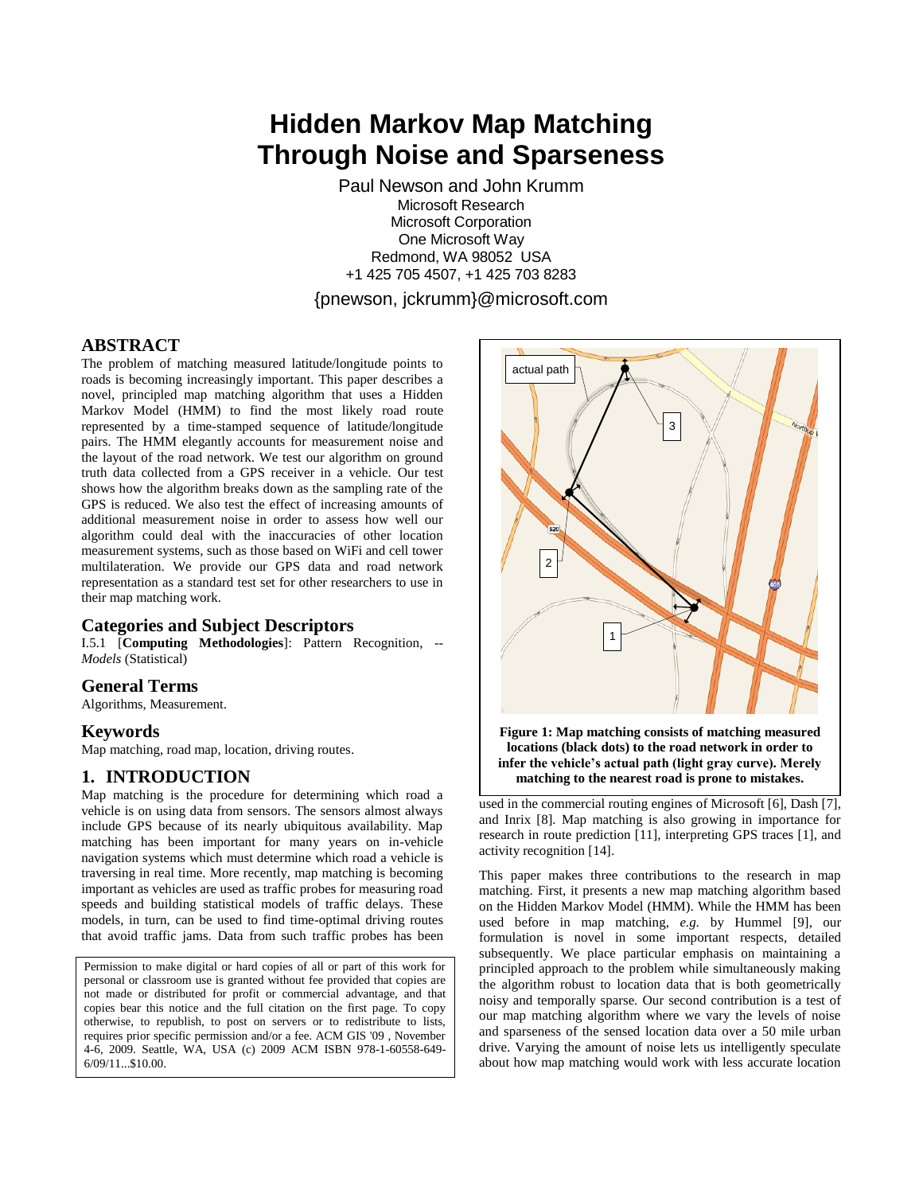# Hidden Markov Map Matching Through Noise and Sparseness

Paul Newson and John Krumm
Microsoft Research
Microsoft Corporation
One Microsoft Way
Redmond, WA 98052 USA
+1 425 705 4507, +1 425 703 8283
{pnewson, jckrumm}@microsoft.com

## ABSTRACT

The problem of matching measured latitude/longitude points to roads is becoming increasingly important. This paper describes a novel, principled map matching algorithm that uses a Hidden Markov Model (HMM) to find the most likely road route represented by a time-stamped sequence of latitude/longitude pairs. The HMM elegantly accounts for measurement noise and the layout of the road network. We test our algorithm on ground truth data collected from a GPS receiver in a vehicle. Our test shows how the algorithm breaks down as the sampling rate of the GPS is reduced. We also test the effect of increasing amounts of additional measurement noise in order to assess how well our algorithm could deal with the inaccuracies of other location measurement systems, such as those based on WiFi and cell tower multilateration. We provide our GPS data and road network representation as a standard test set for other researchers to use in their map matching work.

## Categories and Subject Descriptors

I.5.1 [**Computing Methodologies**]: Pattern Recognition, -- *Models* (Statistical)

## General Terms

Algorithms, Measurement.

## Keywords

Map matching, road map, location, driving routes.

## 1. INTRODUCTION

Map matching is the procedure for determining which road a vehicle is on using data from sensors. The sensors almost always include GPS because of its nearly ubiquitous availability. Map matching has been important for many years on in-vehicle navigation systems which must determine which road a vehicle is traversing in real time. More recently, map matching is becoming important as vehicles are used as traffic probes for measuring road speeds and building statistical models of traffic delays. These models, in turn, can be used to find time-optimal driving routes that avoid traffic jams. Data from such traffic probes has been used in the commercial routing engines of Microsoft [6], Dash [7], and Inrix [8]. Map matching is also growing in importance for research in route prediction [11], interpreting GPS traces [1], and activity recognition [14].

Permission to make digital or hard copies of all or part of this work for personal or classroom use is granted without fee provided that copies are not made or distributed for profit or commercial advantage, and that copies bear this notice and the full citation on the first page. To copy otherwise, to republish, to post on servers or to redistribute to lists, requires prior specific permission and/or a fee. ACM GIS '09 , November 4-6, 2009. Seattle, WA, USA (c) 2009 ACM ISBN 978-1-60558-649-6/09/11...$10.00.

**Figure 1: Map matching consists of matching measured locations (black dots) to the road network in order to infer the vehicle's actual path (light gray curve). Merely matching to the nearest road is prone to mistakes.**

This paper makes three contributions to the research in map matching. First, it presents a new map matching algorithm based on the Hidden Markov Model (HMM). While the HMM has been used before in map matching, *e.g.* by Hummel [9], our formulation is novel in some important respects, detailed subsequently. We place particular emphasis on maintaining a principled approach to the problem while simultaneously making the algorithm robust to location data that is both geometrically noisy and temporally sparse. Our second contribution is a test of our map matching algorithm where we vary the levels of noise and sparseness of the sensed location data over a 50 mile urban drive. Varying the amount of noise lets us intelligently speculate about how map matching would work with less accurate location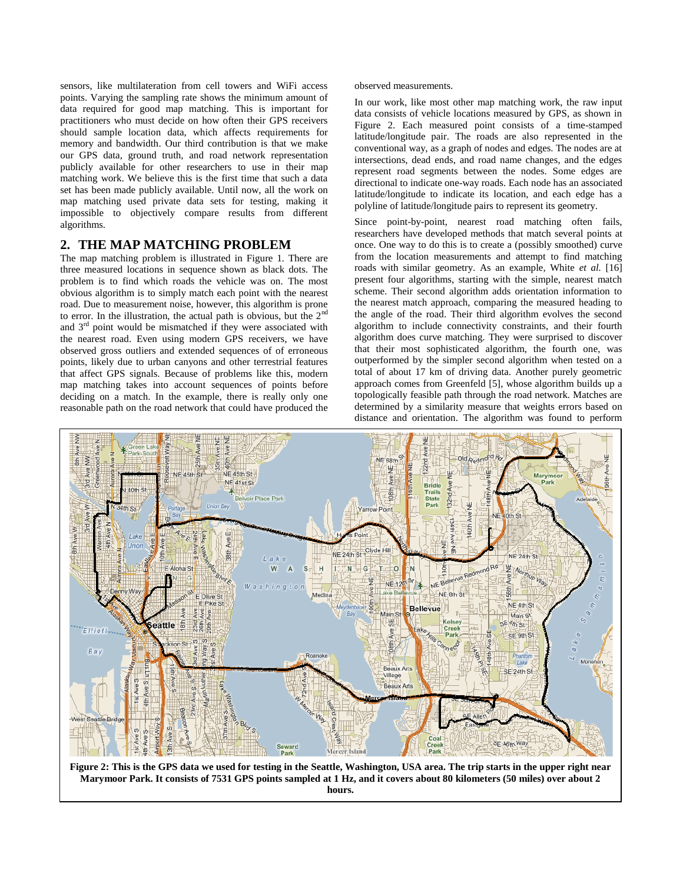sensors, like multilateration from cell towers and WiFi access points. Varying the sampling rate shows the minimum amount of data required for good map matching. This is important for practitioners who must decide on how often their GPS receivers should sample location data, which affects requirements for memory and bandwidth. Our third contribution is that we make our GPS data, ground truth, and road network representation publicly available for other researchers to use in their map matching work. We believe this is the first time that such a data set has been made publicly available. Until now, all the work on map matching used private data sets for testing, making it impossible to objectively compare results from different algorithms.

## 2. THE MAP MATCHING PROBLEM

The map matching problem is illustrated in Figure 1. There are three measured locations in sequence shown as black dots. The problem is to find which roads the vehicle was on. The most obvious algorithm is to simply match each point with the nearest road. Due to measurement noise, however, this algorithm is prone to error. In the illustration, the actual path is obvious, but the 2nd and 3rd point would be mismatched if they were associated with the nearest road. Even using modern GPS receivers, we have observed gross outliers and extended sequences of of erroneous points, likely due to urban canyons and other terrestrial features that affect GPS signals. Because of problems like this, modern map matching takes into account sequences of points before deciding on a match. In the example, there is really only one reasonable path on the road network that could have produced the observed measurements.

In our work, like most other map matching work, the raw input data consists of vehicle locations measured by GPS, as shown in Figure 2. Each measured point consists of a time-stamped latitude/longitude pair. The roads are also represented in the conventional way, as a graph of nodes and edges. The nodes are at intersections, dead ends, and road name changes, and the edges represent road segments between the nodes. Some edges are directional to indicate one-way roads. Each node has an associated latitude/longitude to indicate its location, and each edge has a polyline of latitude/longitude pairs to represent its geometry.

Since point-by-point, nearest road matching often fails, researchers have developed methods that match several points at once. One way to do this is to create a (possibly smoothed) curve from the location measurements and attempt to find matching roads with similar geometry. As an example, White *et al.* [16] present four algorithms, starting with the simple, nearest match scheme. Their second algorithm adds orientation information to the nearest match approach, comparing the measured heading to the angle of the road. Their third algorithm evolves the second algorithm to include connectivity constraints, and their fourth algorithm does curve matching. They were surprised to discover that their most sophisticated algorithm, the fourth one, was outperformed by the simpler second algorithm when tested on a total of about 17 km of driving data. Another purely geometric approach comes from Greenfeld [5], whose algorithm builds up a topologically feasible path through the road network. Matches are determined by a similarity measure that weights errors based on distance and orientation. The algorithm was found to perform

**Figure 2: This is the GPS data we used for testing in the Seattle, Washington, USA area. The trip starts in the upper right near Marymoor Park. It consists of 7531 GPS points sampled at 1 Hz, and it covers about 80 kilometers (50 miles) over about 2 hours.**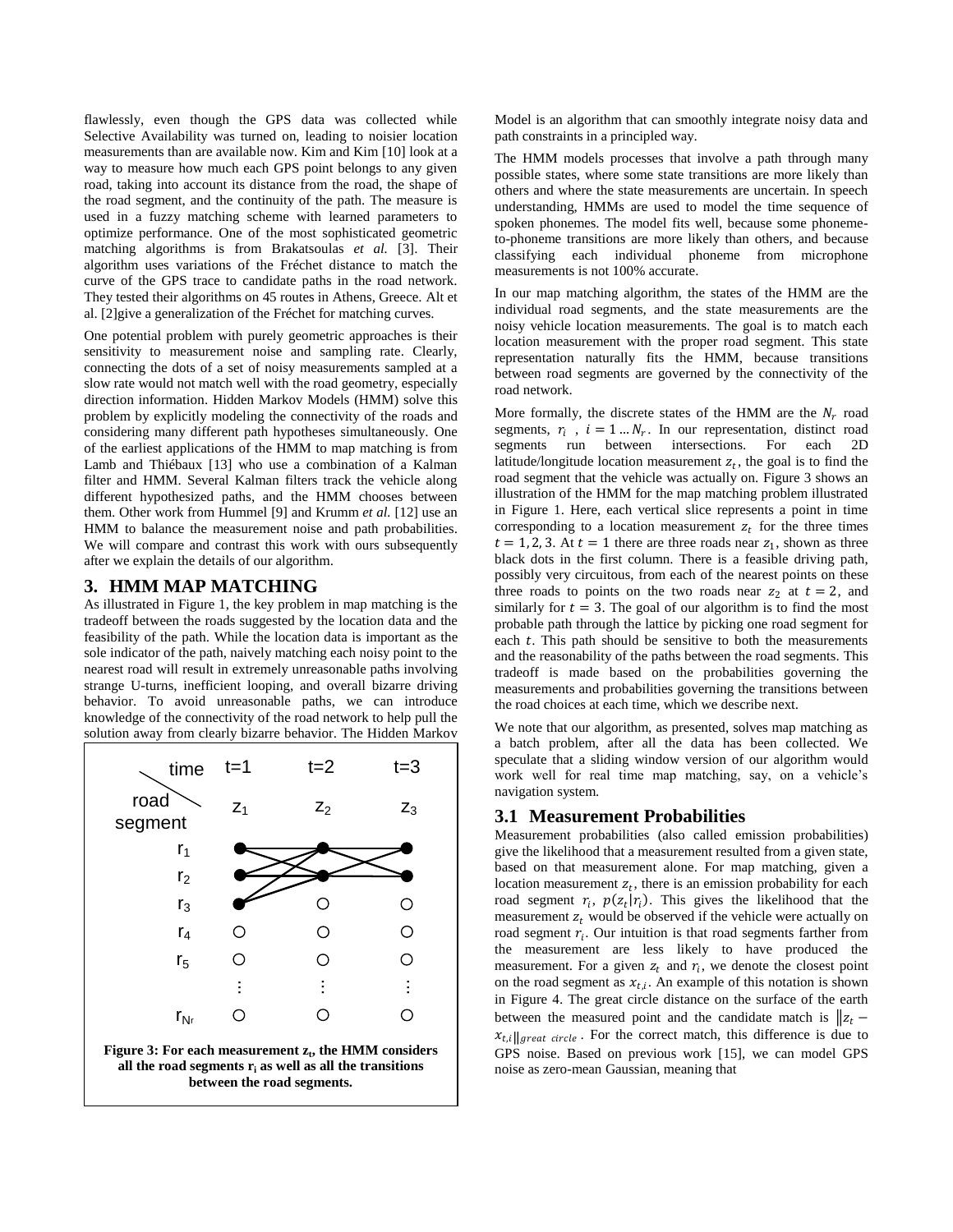flawlessly, even though the GPS data was collected while Selective Availability was turned on, leading to noisier location measurements than are available now. Kim and Kim [10] look at a way to measure how much each GPS point belongs to any given road, taking into account its distance from the road, the shape of the road segment, and the continuity of the path. The measure is used in a fuzzy matching scheme with learned parameters to optimize performance. One of the most sophisticated geometric matching algorithms is from Brakatsoulas *et al.* [3]. Their algorithm uses variations of the Fréchet distance to match the curve of the GPS trace to candidate paths in the road network. They tested their algorithms on 45 routes in Athens, Greece. Alt et al. [2]give a generalization of the Fréchet for matching curves.

One potential problem with purely geometric approaches is their sensitivity to measurement noise and sampling rate. Clearly, connecting the dots of a set of noisy measurements sampled at a slow rate would not match well with the road geometry, especially direction information. Hidden Markov Models (HMM) solve this problem by explicitly modeling the connectivity of the roads and considering many different path hypotheses simultaneously. One of the earliest applications of the HMM to map matching is from Lamb and Thiébaux [13] who use a combination of a Kalman filter and HMM. Several Kalman filters track the vehicle along different hypothesized paths, and the HMM chooses between them. Other work from Hummel [9] and Krumm *et al.* [12] use an HMM to balance the measurement noise and path probabilities. We will compare and contrast this work with ours subsequently after we explain the details of our algorithm.

## 3. HMM MAP MATCHING

As illustrated in Figure 1, the key problem in map matching is the tradeoff between the roads suggested by the location data and the feasibility of the path. While the location data is important as the sole indicator of the path, naively matching each noisy point to the nearest road will result in extremely unreasonable paths involving strange U-turns, inefficient looping, and overall bizarre driving behavior. To avoid unreasonable paths, we can introduce knowledge of the connectivity of the road network to help pull the solution away from clearly bizarre behavior. The Hidden Markov Model is an algorithm that can smoothly integrate noisy data and path constraints in a principled way.

**Figure 3: For each measurement $z_t$, the HMM considers all the road segments $r_i$ as well as all the transitions between the road segments.**

The HMM models processes that involve a path through many possible states, where some state transitions are more likely than others and where the state measurements are uncertain. In speech understanding, HMMs are used to model the time sequence of spoken phonemes. The model fits well, because some phoneme-to-phoneme transitions are more likely than others, and because classifying each individual phoneme from microphone measurements is not 100% accurate.

In our map matching algorithm, the states of the HMM are the individual road segments, and the state measurements are the noisy vehicle location measurements. The goal is to match each location measurement with the proper road segment. This state representation naturally fits the HMM, because transitions between road segments are governed by the connectivity of the road network.

More formally, the discrete states of the HMM are the $N_r$ road segments, $r_i$ , $i = 1 \ldots N_r$. In our representation, distinct road segments run between intersections. For each 2D latitude/longitude location measurement $z_t$, the goal is to find the road segment that the vehicle was actually on. Figure 3 shows an illustration of the HMM for the map matching problem illustrated in Figure 1. Here, each vertical slice represents a point in time corresponding to a location measurement $z_t$ for the three times $t = 1, 2, 3$. At $t = 1$ there are three roads near $z_1$, shown as three black dots in the first column. There is a feasible driving path, possibly very circuitous, from each of the nearest points on these three roads to points on the two roads near $z_2$ at $t = 2$, and similarly for $t = 3$. The goal of our algorithm is to find the most probable path through the lattice by picking one road segment for each $t$. This path should be sensitive to both the measurements and the reasonability of the paths between the road segments. This tradeoff is made based on the probabilities governing the measurements and probabilities governing the transitions between the road choices at each time, which we describe next.

We note that our algorithm, as presented, solves map matching as a batch problem, after all the data has been collected. We speculate that a sliding window version of our algorithm would work well for real time map matching, say, on a vehicle's navigation system.

### 3.1 Measurement Probabilities

Measurement probabilities (also called emission probabilities) give the likelihood that a measurement resulted from a given state, based on that measurement alone. For map matching, given a location measurement $z_t$, there is an emission probability for each road segment $r_i$, $p(z_t|r_i)$. This gives the likelihood that the measurement $z_t$ would be observed if the vehicle were actually on road segment $r_i$. Our intuition is that road segments farther from the measurement are less likely to have produced the measurement. For a given $z_t$ and $r_i$, we denote the closest point on the road segment as $x_{t,i}$. An example of this notation is shown in Figure 4. The great circle distance on the surface of the earth between the measured point and the candidate match is $\|z_t - x_{t,i}\|_{great\ circle}$. For the correct match, this difference is due to GPS noise. Based on previous work [15], we can model GPS noise as zero-mean Gaussian, meaning that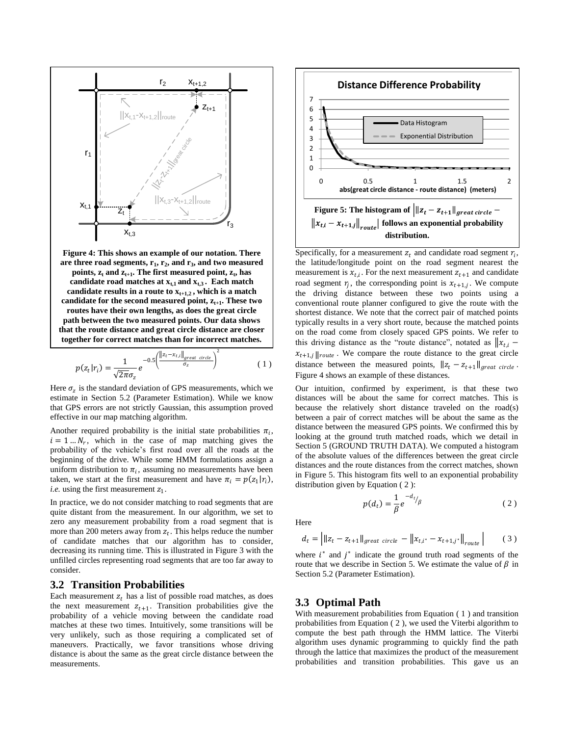**Figure 4: This shows an example of our notation. There are three road segments, $r_1$, $r_2$, and $r_3$, and two measured points, $z_t$ and $z_{t+1}$. The first measured point, $z_t$, has candidate road matches at $x_{t,1}$ and $x_{t,3}$. Each match candidate results in a route to $x_{t+1,2}$, which is a match candidate for the second measured point, $z_{t+1}$. These two routes have their own lengths, as does the great circle path between the two measured points. Our data shows that the route distance and great circle distance are closer together for correct matches than for incorrect matches.**

$$p(z_t|r_i) = \frac{1}{\sqrt{2\pi}\sigma_z} e^{-0.5\left(\frac{\|z_t - x_{t,i}\|_{great\ circle}}{\sigma_z}\right)^2} \quad (1)$$

Here $\sigma_z$ is the standard deviation of GPS measurements, which we estimate in Section 5.2 (Parameter Estimation). While we know that GPS errors are not strictly Gaussian, this assumption proved effective in our map matching algorithm.

Another required probability is the initial state probabilities $\pi_i$, $i = 1 \dots N_r$, which in the case of map matching gives the probability of a vehicle's first road over all the roads at the beginning of the drive. While some HMM formulations assign a uniform distribution to $\pi_i$, assuming no measurements have been taken, we start at the first measurement and have $\pi_i = p(z_1|r_i)$, *i.e.* using the first measurement $z_1$.

In practice, we do not consider matching to road segments that are quite distant from the measurement. In our algorithm, we set to zero any measurement probability from a road segment that is more than 200 meters away from $z_t$. This helps reduce the number of candidate matches that our algorithm has to consider, decreasing its running time. This is illustrated in Figure 3 with the unfilled circles representing road segments that are too far away to consider.

## 3.2 Transition Probabilities

Each measurement $z_t$ has a list of possible road matches, as does the next measurement $z_{t+1}$. Transition probabilities give the probability of a vehicle moving between the candidate road matches at these two times. Intuitively, some transitions will be very unlikely, such as those requiring a complicated set of maneuvers. Practically, we favor transitions whose driving distance is about the same as the great circle distance between the measurements.

**Figure 5: The histogram of $\left| \|z_t - z_{t+1}\|_{great\ circle} - \|x_{t,i} - x_{t+1,j}\|_{route} \right|$ follows an exponential probability distribution.**

Specifically, for a measurement $z_t$ and candidate road segment $r_i$, the latitude/longitude point on the road segment nearest the measurement is $x_{t,i}$. For the next measurement $z_{t+1}$ and candidate road segment $r_j$, the corresponding point is $x_{t+1,j}$. We compute the driving distance between these two points using a conventional route planner configured to give the route with the shortest distance. We note that the correct pair of matched points typically results in a very short route, because the matched points on the road come from closely spaced GPS points. We refer to this driving distance as the "route distance", notated as $\|x_{t,i} - x_{t+1,j}\|_{route}$. We compare the route distance to the great circle distance between the measured points, $\|z_t - z_{t+1}\|_{great\ circle}$. Figure 4 shows an example of these distances.

Our intuition, confirmed by experiment, is that these two distances will be about the same for correct matches. This is because the relatively short distance traveled on the road(s) between a pair of correct matches will be about the same as the distance between the measured GPS points. We confirmed this by looking at the ground truth matched roads, which we detail in Section 5 (GROUND TRUTH DATA). We computed a histogram of the absolute values of the differences between the great circle distances and the route distances from the correct matches, shown in Figure 5. This histogram fits well to an exponential probability distribution given by Equation ( 2 ):

$$p(d_t) = \frac{1}{\beta} e^{-d_t/\beta} \quad (2)$$

Here

$$d_t = \left| \|z_t - z_{t+1}\|_{great\ circle} - \|x_{t,i^*} - x_{t+1,j^*}\|_{route} \right| \quad (3)$$

where $i^*$ and $j^*$ indicate the ground truth road segments of the route that we describe in Section 5. We estimate the value of $\beta$ in Section 5.2 (Parameter Estimation).

## 3.3 Optimal Path

With measurement probabilities from Equation ( 1 ) and transition probabilities from Equation ( 2 ), we used the Viterbi algorithm to compute the best path through the HMM lattice. The Viterbi algorithm uses dynamic programming to quickly find the path through the lattice that maximizes the product of the measurement probabilities and transition probabilities. This gave us an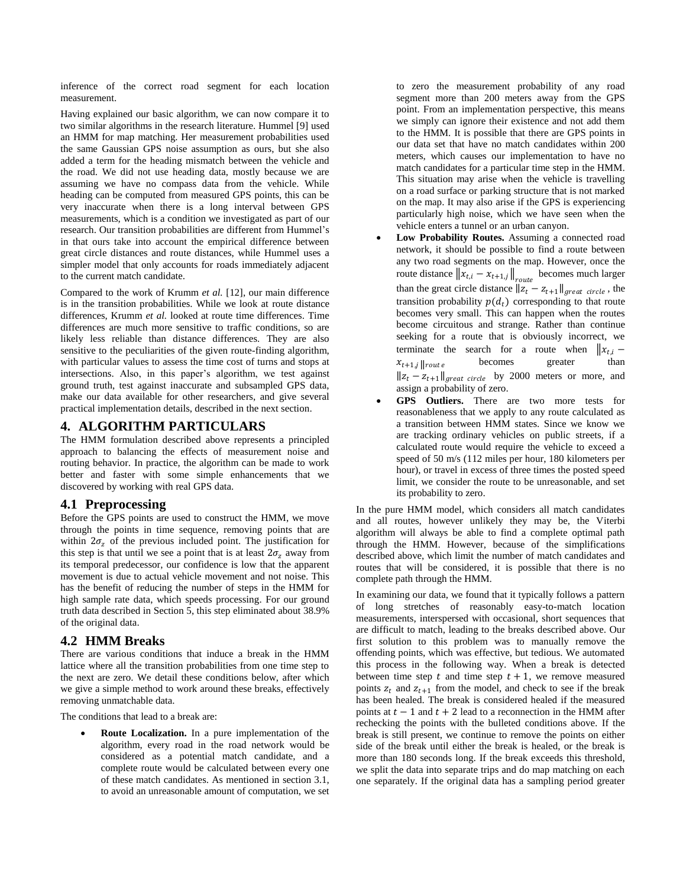inference of the correct road segment for each location measurement.

Having explained our basic algorithm, we can now compare it to two similar algorithms in the research literature. Hummel [9] used an HMM for map matching. Her measurement probabilities used the same Gaussian GPS noise assumption as ours, but she also added a term for the heading mismatch between the vehicle and the road. We did not use heading data, mostly because we are assuming we have no compass data from the vehicle. While heading can be computed from measured GPS points, this can be very inaccurate when there is a long interval between GPS measurements, which is a condition we investigated as part of our research. Our transition probabilities are different from Hummel's in that ours take into account the empirical difference between great circle distances and route distances, while Hummel uses a simpler model that only accounts for roads immediately adjacent to the current match candidate.

Compared to the work of Krumm *et al.* [12], our main difference is in the transition probabilities. While we look at route distance differences, Krumm *et al.* looked at route time differences. Time differences are much more sensitive to traffic conditions, so are likely less reliable than distance differences. They are also sensitive to the peculiarities of the given route-finding algorithm, with particular values to assess the time cost of turns and stops at intersections. Also, in this paper's algorithm, we test against ground truth, test against inaccurate and subsampled GPS data, make our data available for other researchers, and give several practical implementation details, described in the next section.

# 4. ALGORITHM PARTICULARS

The HMM formulation described above represents a principled approach to balancing the effects of measurement noise and routing behavior. In practice, the algorithm can be made to work better and faster with some simple enhancements that we discovered by working with real GPS data.

## 4.1 Preprocessing

Before the GPS points are used to construct the HMM, we move through the points in time sequence, removing points that are within $2\sigma_z$ of the previous included point. The justification for this step is that until we see a point that is at least $2\sigma_z$ away from its temporal predecessor, our confidence is low that the apparent movement is due to actual vehicle movement and not noise. This has the benefit of reducing the number of steps in the HMM for high sample rate data, which speeds processing. For our ground truth data described in Section 5, this step eliminated about 38.9% of the original data.

## 4.2 HMM Breaks

There are various conditions that induce a break in the HMM lattice where all the transition probabilities from one time step to the next are zero. We detail these conditions below, after which we give a simple method to work around these breaks, effectively removing unmatchable data.

The conditions that lead to a break are:

- **Route Localization.** In a pure implementation of the algorithm, every road in the road network would be considered as a potential match candidate, and a complete route would be calculated between every one of these match candidates. As mentioned in section 3.1, to avoid an unreasonable amount of computation, we set to zero the measurement probability of any road segment more than 200 meters away from the GPS point. From an implementation perspective, this means we simply can ignore their existence and not add them to the HMM. It is possible that there are GPS points in our data set that have no match candidates within 200 meters, which causes our implementation to have no match candidates for a particular time step in the HMM. This situation may arise when the vehicle is travelling on a road surface or parking structure that is not marked on the map. It may also arise if the GPS is experiencing particularly high noise, which we have seen when the vehicle enters a tunnel or an urban canyon.
- **Low Probability Routes.** Assuming a connected road network, it should be possible to find a route between any two road segments on the map. However, once the route distance $\|x_{t,i} - x_{t+1,j}\|_{route}$ becomes much larger than the great circle distance $\|z_t - z_{t+1}\|_{great\ circle}$, the transition probability $p(d_t)$ corresponding to that route becomes very small. This can happen when the routes become circuitous and strange. Rather than continue seeking for a route that is obviously incorrect, we terminate the search for a route when $\|x_{t,i} - x_{t+1,j}\|_{route}$ becomes greater than $\|z_t - z_{t+1}\|_{great\ circle}$ by 2000 meters or more, and assign a probability of zero.
- **GPS Outliers.** There are two more tests for reasonableness that we apply to any route calculated as a transition between HMM states. Since we know we are tracking ordinary vehicles on public streets, if a calculated route would require the vehicle to exceed a speed of 50 m/s (112 miles per hour, 180 kilometers per hour), or travel in excess of three times the posted speed limit, we consider the route to be unreasonable, and set its probability to zero.

In the pure HMM model, which considers all match candidates and all routes, however unlikely they may be, the Viterbi algorithm will always be able to find a complete optimal path through the HMM. However, because of the simplifications described above, which limit the number of match candidates and routes that will be considered, it is possible that there is no complete path through the HMM.

In examining our data, we found that it typically follows a pattern of long stretches of reasonably easy-to-match location measurements, interspersed with occasional, short sequences that are difficult to match, leading to the breaks described above. Our first solution to this problem was to manually remove the offending points, which was effective, but tedious. We automated this process in the following way. When a break is detected between time step $t$ and time step $t+1$, we remove measured points $z_t$ and $z_{t+1}$ from the model, and check to see if the break has been healed. The break is considered healed if the measured points at $t-1$ and $t+2$ lead to a reconnection in the HMM after rechecking the points with the bulleted conditions above. If the break is still present, we continue to remove the points on either side of the break until either the break is healed, or the break is more than 180 seconds long. If the break exceeds this threshold, we split the data into separate trips and do map matching on each one separately. If the original data has a sampling period greater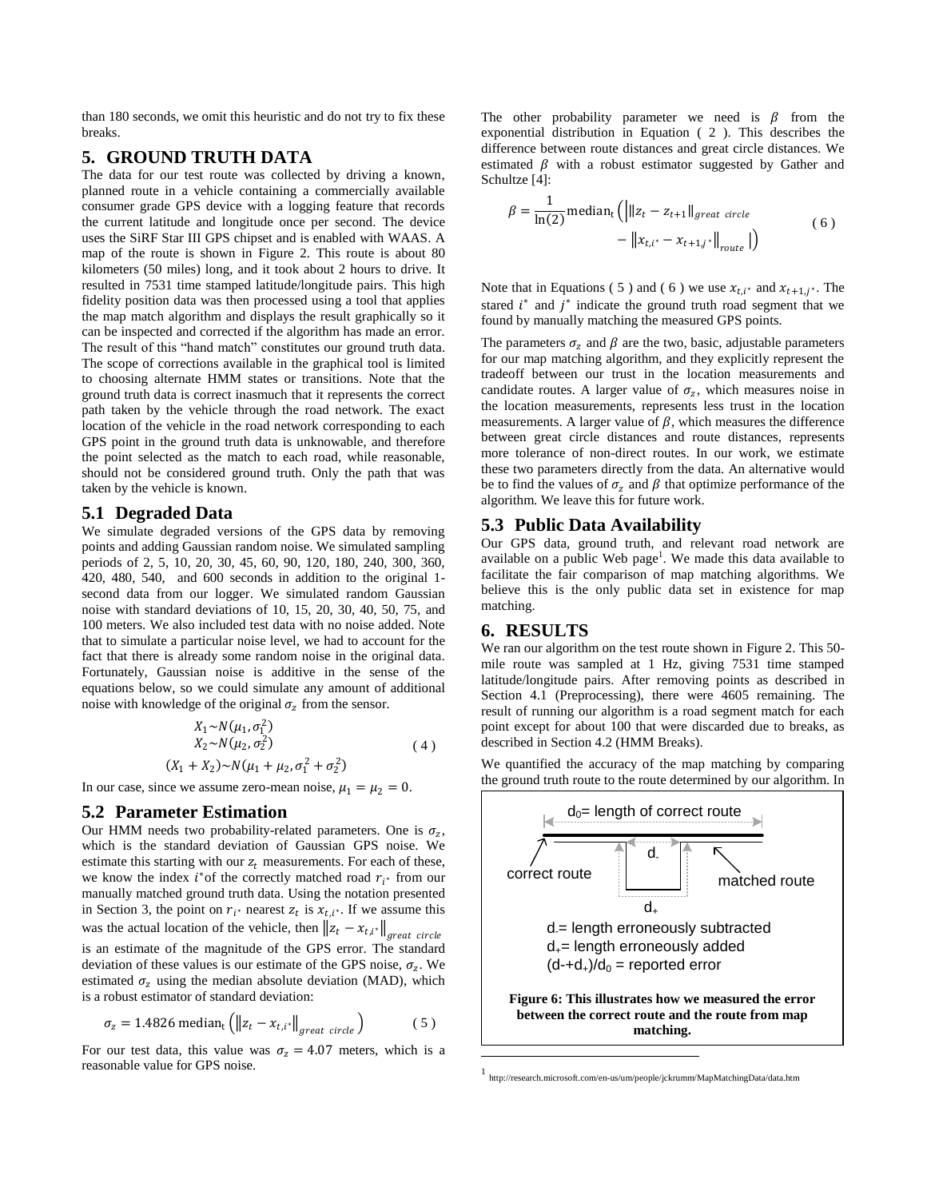than 180 seconds, we omit this heuristic and do not try to fix these breaks.

## 5. GROUND TRUTH DATA

The data for our test route was collected by driving a known, planned route in a vehicle containing a commercially available consumer grade GPS device with a logging feature that records the current latitude and longitude once per second. The device uses the SiRF Star III GPS chipset and is enabled with WAAS. A map of the route is shown in Figure 2. This route is about 80 kilometers (50 miles) long, and it took about 2 hours to drive. It resulted in 7531 time stamped latitude/longitude pairs. This high fidelity position data was then processed using a tool that applies the map match algorithm and displays the result graphically so it can be inspected and corrected if the algorithm has made an error. The result of this "hand match" constitutes our ground truth data. The scope of corrections available in the graphical tool is limited to choosing alternate HMM states or transitions. Note that the ground truth data is correct inasmuch that it represents the correct path taken by the vehicle through the road network. The exact location of the vehicle in the road network corresponding to each GPS point in the ground truth data is unknowable, and therefore the point selected as the match to each road, while reasonable, should not be considered ground truth. Only the path that was taken by the vehicle is known.

### 5.1 Degraded Data

We simulate degraded versions of the GPS data by removing points and adding Gaussian random noise. We simulated sampling periods of 2, 5, 10, 20, 30, 45, 60, 90, 120, 180, 240, 300, 360, 420, 480, 540, and 600 seconds in addition to the original 1-second data from our logger. We simulated random Gaussian noise with standard deviations of 10, 15, 20, 30, 40, 50, 75, and 100 meters. We also included test data with no noise added. Note that to simulate a particular noise level, we had to account for the fact that there is already some random noise in the original data. Fortunately, Gaussian noise is additive in the sense of the equations below, so we could simulate any amount of additional noise with knowledge of the original $\sigma_z$ from the sensor.

$$
\begin{aligned}
X_1 &\sim N(\mu_1, \sigma_1^2) \\
X_2 &\sim N(\mu_2, \sigma_2^2) \\
(X_1 + X_2) &\sim N(\mu_1 + \mu_2, \sigma_1^2 + \sigma_2^2)
\end{aligned} \tag{4}
$$

In our case, since we assume zero-mean noise, $\mu_1 = \mu_2 = 0$.

### 5.2 Parameter Estimation

Our HMM needs two probability-related parameters. One is $\sigma_z$, which is the standard deviation of Gaussian GPS noise. We estimate this starting with our $z_t$ measurements. For each of these, we know the index $i^*$ of the correctly matched road $r_{i^*}$ from our manually matched ground truth data. Using the notation presented in Section 3, the point on $r_{i^*}$ nearest $z_t$ is $x_{t,i^*}$. If we assume this was the actual location of the vehicle, then $\|z_t - x_{t,i^*}\|_{great\ circle}$ is an estimate of the magnitude of the GPS error. The standard deviation of these values is our estimate of the GPS noise, $\sigma_z$. We estimated $\sigma_z$ using the median absolute deviation (MAD), which is a robust estimator of standard deviation:

$$
\sigma_z = 1.4826 \operatorname{median}_t \left( \|z_t - x_{t,i^*}\|_{great\ circle} \right) \tag{5}
$$

For our test data, this value was $\sigma_z = 4.07$ meters, which is a reasonable value for GPS noise.

The other probability parameter we need is $\beta$ from the exponential distribution in Equation ( 2 ). This describes the difference between route distances and great circle distances. We estimated $\beta$ with a robust estimator suggested by Gather and Schultze [4]:

$$
\beta = \frac{1}{\ln(2)} \operatorname{median}_t \left( \Big| \|z_t - z_{t+1}\|_{great\ circle} - \|x_{t,i^*} - x_{t+1,j^*}\|_{route} \Big| \right) \tag{6}
$$

Note that in Equations ( 5 ) and ( 6 ) we use $x_{t,i^*}$ and $x_{t+1,j^*}$. The stared $i^*$ and $j^*$ indicate the ground truth road segment that we found by manually matching the measured GPS points.

The parameters $\sigma_z$ and $\beta$ are the two, basic, adjustable parameters for our map matching algorithm, and they explicitly represent the tradeoff between our trust in the location measurements and candidate routes. A larger value of $\sigma_z$, which measures noise in the location measurements, represents less trust in the location measurements. A larger value of $\beta$, which measures the difference between great circle distances and route distances, represents more tolerance of non-direct routes. In our work, we estimate these two parameters directly from the data. An alternative would be to find the values of $\sigma_z$ and $\beta$ that optimize performance of the algorithm. We leave this for future work.

### 5.3 Public Data Availability

Our GPS data, ground truth, and relevant road network are available on a public Web page[1]. We made this data available to facilitate the fair comparison of map matching algorithms. We believe this is the only public data set in existence for map matching.

## 6. RESULTS

We ran our algorithm on the test route shown in Figure 2. This 50-mile route was sampled at 1 Hz, giving 7531 time stamped latitude/longitude pairs. After removing points as described in Section 4.1 (Preprocessing), there were 4605 remaining. The result of running our algorithm is a road segment match for each point except for about 100 that were discarded due to breaks, as described in Section 4.2 (HMM Breaks).

We quantified the accuracy of the map matching by comparing the ground truth route to the route determined by our algorithm. In

$d_0$= length of correct route

correct route

matched route

$d_-$

$d_+$

$d_-$= length erroneously subtracted

$d_+$= length erroneously added

$(d_- + d_+)/d_0$ = reported error

**Figure 6: This illustrates how we measured the error between the correct route and the route from map matching.**

[1] http://research.microsoft.com/en-us/um/people/jckrumm/MapMatchingData/data.htm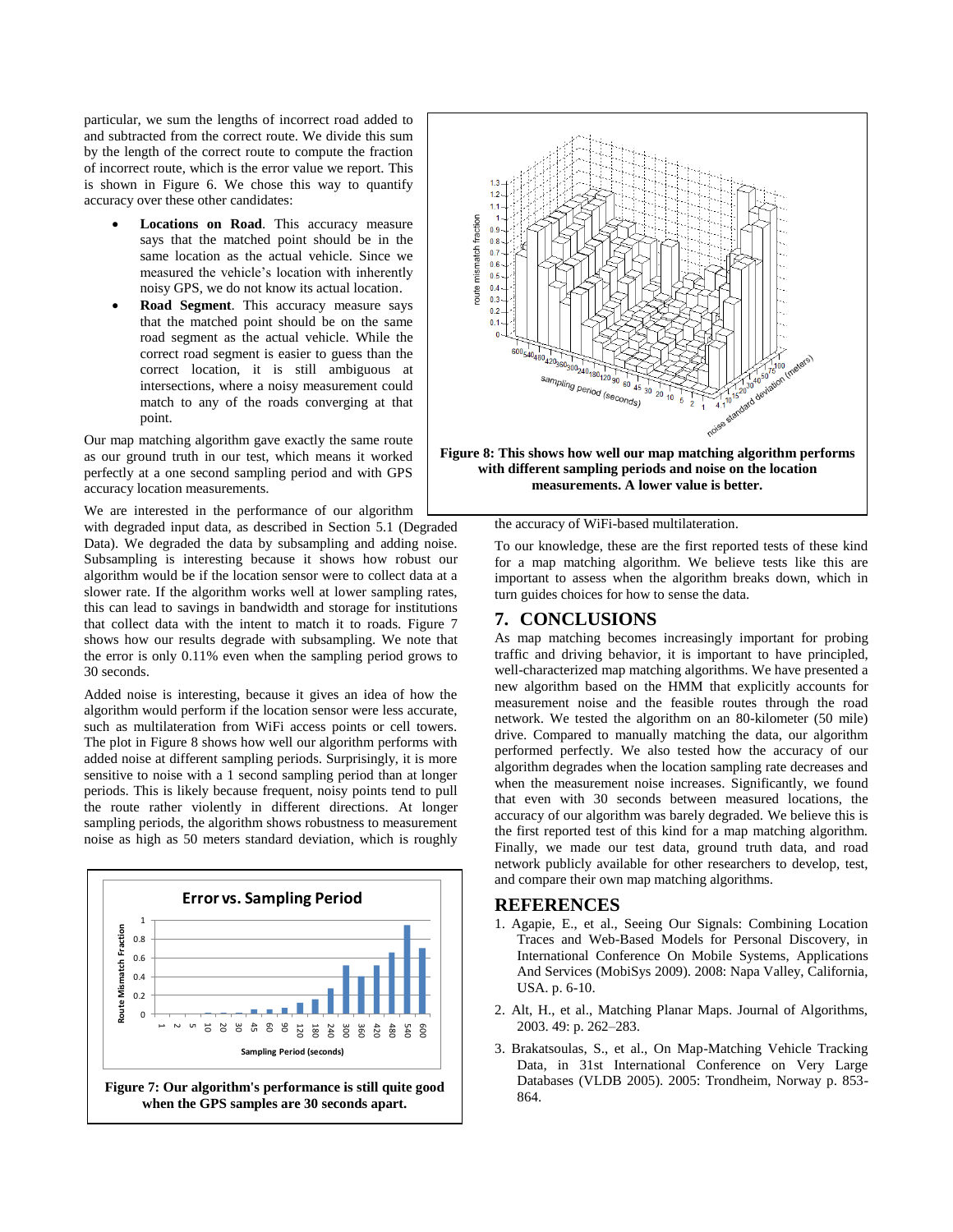particular, we sum the lengths of incorrect road added to and subtracted from the correct route. We divide this sum by the length of the correct route to compute the fraction of incorrect route, which is the error value we report. This is shown in Figure 6. We chose this way to quantify accuracy over these other candidates:

- **Locations on Road**. This accuracy measure says that the matched point should be in the same location as the actual vehicle. Since we measured the vehicle's location with inherently noisy GPS, we do not know its actual location.
- **Road Segment**. This accuracy measure says that the matched point should be on the same road segment as the actual vehicle. While the correct road segment is easier to guess than the correct location, it is still ambiguous at intersections, where a noisy measurement could match to any of the roads converging at that point.

Our map matching algorithm gave exactly the same route as our ground truth in our test, which means it worked perfectly at a one second sampling period and with GPS accuracy location measurements.

We are interested in the performance of our algorithm with degraded input data, as described in Section 5.1 (Degraded Data). We degraded the data by subsampling and adding noise. Subsampling is interesting because it shows how robust our algorithm would be if the location sensor were to collect data at a slower rate. If the algorithm works well at lower sampling rates, this can lead to savings in bandwidth and storage for institutions that collect data with the intent to match it to roads. Figure 7 shows how our results degrade with subsampling. We note that the error is only 0.11% even when the sampling period grows to 30 seconds.

Added noise is interesting, because it gives an idea of how the algorithm would perform if the location sensor were less accurate, such as multilateration from WiFi access points or cell towers. The plot in Figure 8 shows how well our algorithm performs with added noise at different sampling periods. Surprisingly, it is more sensitive to noise with a 1 second sampling period than at longer periods. This is likely because frequent, noisy points tend to pull the route rather violently in different directions. At longer sampling periods, the algorithm shows robustness to measurement noise as high as 50 meters standard deviation, which is roughly the accuracy of WiFi-based multilateration.

Figure 7: Our algorithm's performance is still quite good when the GPS samples are 30 seconds apart.

Figure 8: This shows how well our map matching algorithm performs with different sampling periods and noise on the location measurements. A lower value is better.

To our knowledge, these are the first reported tests of these kind for a map matching algorithm. We believe tests like this are important to assess when the algorithm breaks down, which in turn guides choices for how to sense the data.

## 7. CONCLUSIONS

As map matching becomes increasingly important for probing traffic and driving behavior, it is important to have principled, well-characterized map matching algorithms. We have presented a new algorithm based on the HMM that explicitly accounts for measurement noise and the feasible routes through the road network. We tested the algorithm on an 80-kilometer (50 mile) drive. Compared to manually matching the data, our algorithm performed perfectly. We also tested how the accuracy of our algorithm degrades when the location sampling rate decreases and when the measurement noise increases. Significantly, we found that even with 30 seconds between measured locations, the accuracy of our algorithm was barely degraded. We believe this is the first reported test of this kind for a map matching algorithm. Finally, we made our test data, ground truth data, and road network publicly available for other researchers to develop, test, and compare their own map matching algorithms.

## REFERENCES

1. Agapie, E., et al., Seeing Our Signals: Combining Location Traces and Web-Based Models for Personal Discovery, in International Conference On Mobile Systems, Applications And Services (MobiSys 2009). 2008: Napa Valley, California, USA. p. 6-10.
2. Alt, H., et al., Matching Planar Maps. Journal of Algorithms, 2003. 49: p. 262–283.
3. Brakatsoulas, S., et al., On Map-Matching Vehicle Tracking Data, in 31st International Conference on Very Large Databases (VLDB 2005). 2005: Trondheim, Norway p. 853-864.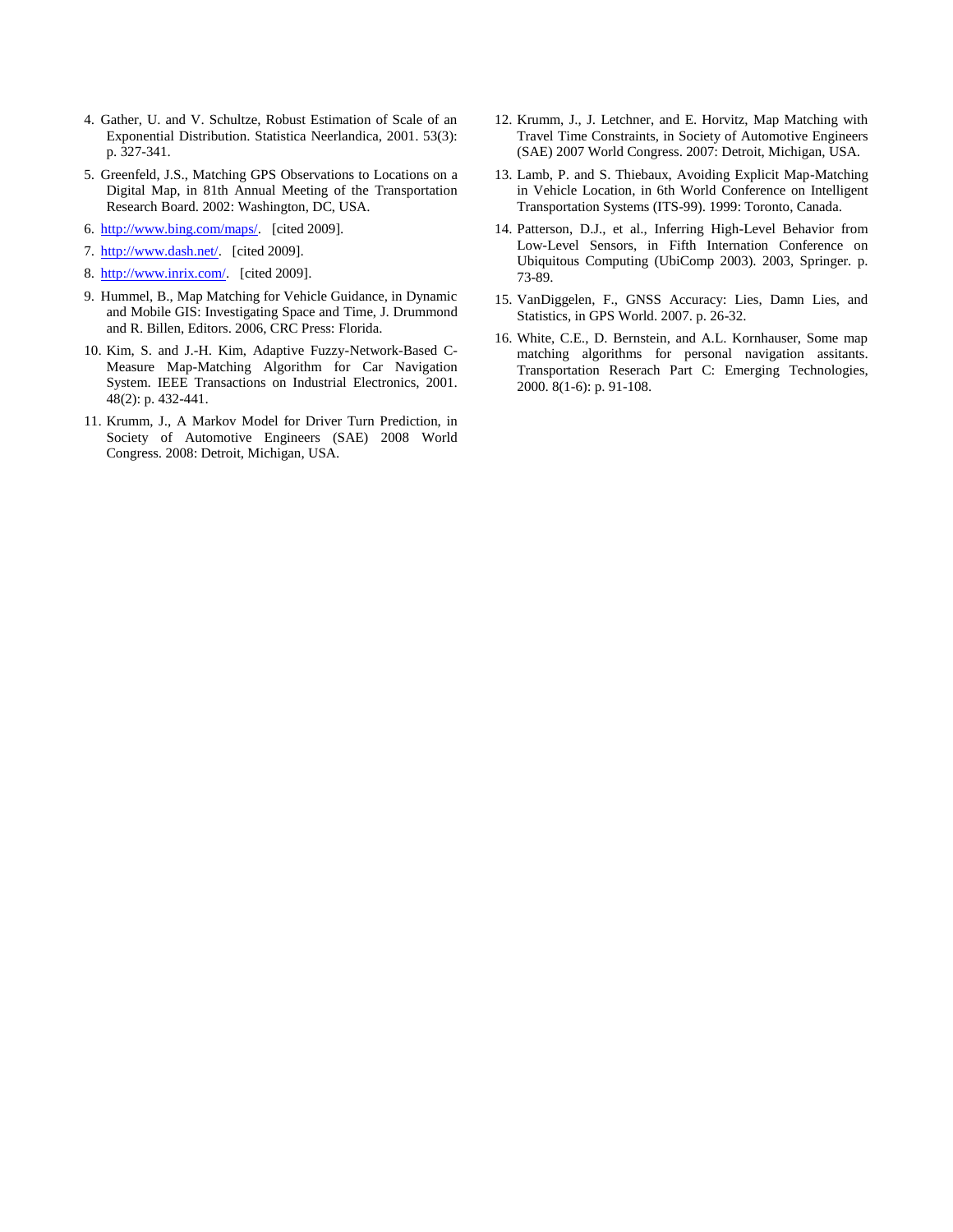4. Gather, U. and V. Schultze, Robust Estimation of Scale of an Exponential Distribution. Statistica Neerlandica, 2001. 53(3): p. 327-341.
5. Greenfeld, J.S., Matching GPS Observations to Locations on a Digital Map, in 81th Annual Meeting of the Transportation Research Board. 2002: Washington, DC, USA.
6. http://www.bing.com/maps/. [cited 2009].
7. http://www.dash.net/. [cited 2009].
8. http://www.inrix.com/. [cited 2009].
9. Hummel, B., Map Matching for Vehicle Guidance, in Dynamic and Mobile GIS: Investigating Space and Time, J. Drummond and R. Billen, Editors. 2006, CRC Press: Florida.
10. Kim, S. and J.-H. Kim, Adaptive Fuzzy-Network-Based C-Measure Map-Matching Algorithm for Car Navigation System. IEEE Transactions on Industrial Electronics, 2001. 48(2): p. 432-441.
11. Krumm, J., A Markov Model for Driver Turn Prediction, in Society of Automotive Engineers (SAE) 2008 World Congress. 2008: Detroit, Michigan, USA.
12. Krumm, J., J. Letchner, and E. Horvitz, Map Matching with Travel Time Constraints, in Society of Automotive Engineers (SAE) 2007 World Congress. 2007: Detroit, Michigan, USA.
13. Lamb, P. and S. Thiebaux, Avoiding Explicit Map-Matching in Vehicle Location, in 6th World Conference on Intelligent Transportation Systems (ITS-99). 1999: Toronto, Canada.
14. Patterson, D.J., et al., Inferring High-Level Behavior from Low-Level Sensors, in Fifth Internation Conference on Ubiquitous Computing (UbiComp 2003). 2003, Springer. p. 73-89.
15. VanDiggelen, F., GNSS Accuracy: Lies, Damn Lies, and Statistics, in GPS World. 2007. p. 26-32.
16. White, C.E., D. Bernstein, and A.L. Kornhauser, Some map matching algorithms for personal navigation assitants. Transportation Reserach Part C: Emerging Technologies, 2000. 8(1-6): p. 91-108.